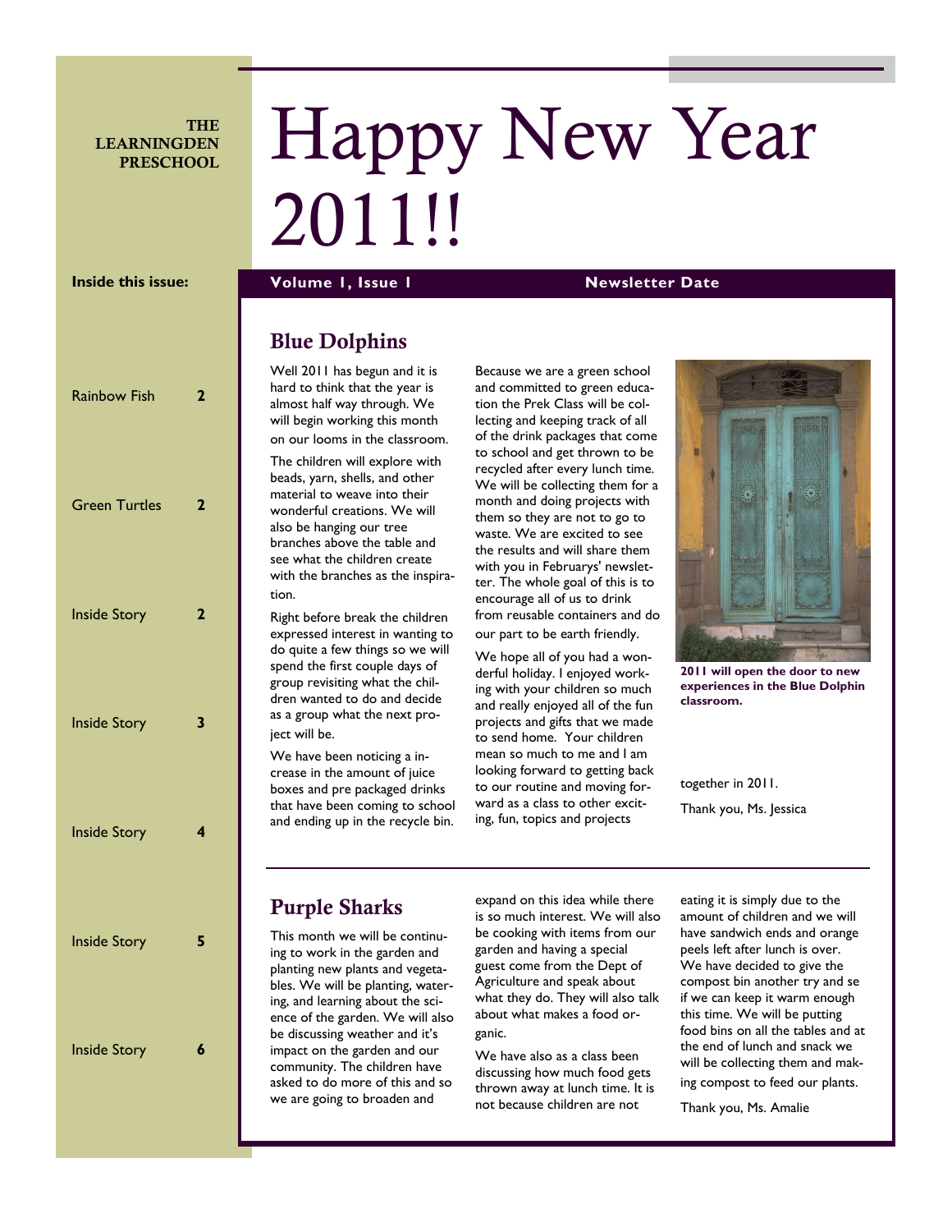THE LEARNINGDEN PRESCHOOL

# Happy New Year 2011!!

**Volume 1, Issue 1** **Newsletter Date**

**Inside this issue:**

| | |
|---|---|
| Rainbow Fish | 2 |
| Green Turtles | 2 |
| Inside Story | 2 |
| Inside Story | 3 |
| Inside Story | 4 |
| Inside Story | 5 |
| Inside Story | 6 |

## Blue Dolphins

Well 2011 has begun and it is hard to think that the year is almost half way through. We will begin working this month on our looms in the classroom.

The children will explore with beads, yarn, shells, and other material to weave into their wonderful creations. We will also be hanging our tree branches above the table and see what the children create with the branches as the inspiration.

Right before break the children expressed interest in wanting to do quite a few things so we will spend the first couple days of group revisiting what the children wanted to do and decide as a group what the next project will be.

We have been noticing a increase in the amount of juice boxes and pre packaged drinks that have been coming to school and ending up in the recycle bin. Because we are a green school and committed to green education the Prek Class will be collecting and keeping track of all of the drink packages that come to school and get thrown to be recycled after every lunch time. We will be collecting them for a month and doing projects with them so they are not to go to waste. We are excited to see the results and will share them with you in Februarys' newsletter. The whole goal of this is to encourage all of us to drink from reusable containers and do our part to be earth friendly.

We hope all of you had a wonderful holiday. I enjoyed working with your children so much and really enjoyed all of the fun projects and gifts that we made to send home. Your children mean so much to me and I am looking forward to getting back to our routine and moving forward as a class to other exciting, fun, topics and projects together in 2011.

Thank you, Ms. Jessica

**2011 will open the door to new experiences in the Blue Dolphin classroom.**

## Purple Sharks

This month we will be continuing to work in the garden and planting new plants and vegetables. We will be planting, watering, and learning about the science of the garden. We will also be discussing weather and it's impact on the garden and our community. The children have asked to do more of this and so we are going to broaden and expand on this idea while there is so much interest. We will also be cooking with items from our garden and having a special guest come from the Dept of Agriculture and speak about what they do. They will also talk about what makes a food organic.

We have also as a class been discussing how much food gets thrown away at lunch time. It is not because children are not eating it is simply due to the amount of children and we will have sandwich ends and orange peels left after lunch is over. We have decided to give the compost bin another try and se if we can keep it warm enough this time. We will be putting food bins on all the tables and at the end of lunch and snack we will be collecting them and making compost to feed our plants.

Thank you, Ms. Amalie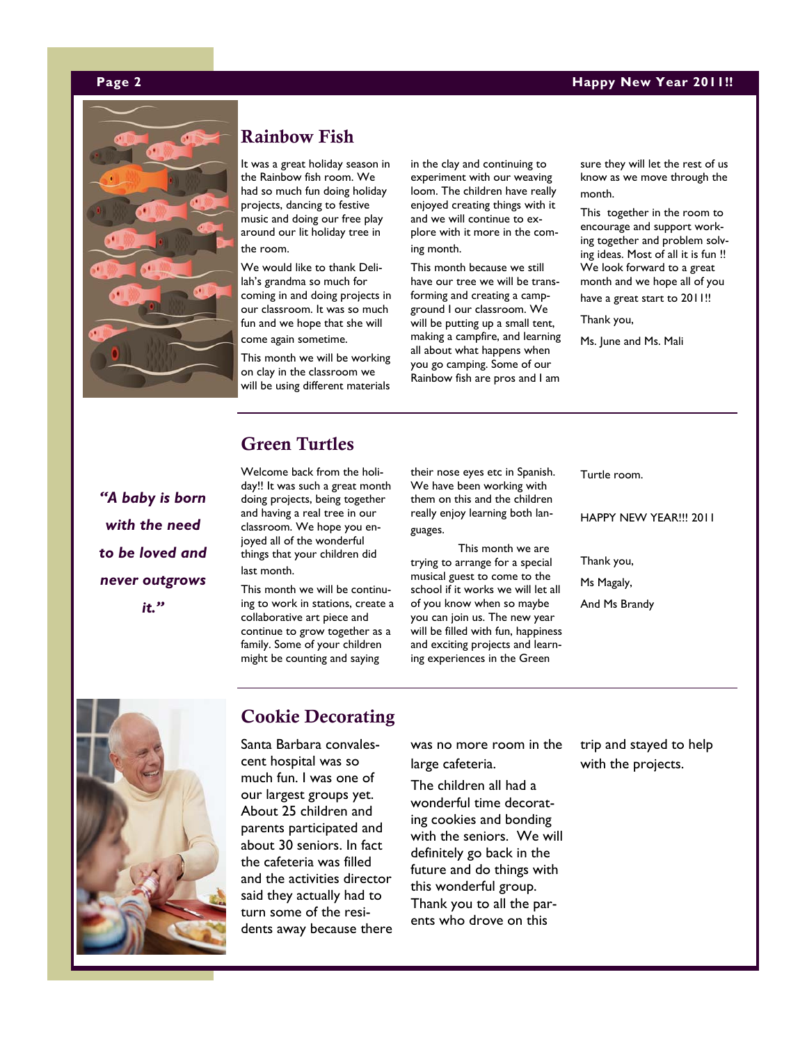## Rainbow Fish

It was a great holiday season in the Rainbow fish room. We had so much fun doing holiday projects, dancing to festive music and doing our free play around our lit holiday tree in the room.

We would like to thank Delilah's grandma so much for coming in and doing projects in our classroom. It was so much fun and we hope that she will come again sometime.

This month we will be working on clay in the classroom we will be using different materials in the clay and continuing to experiment with our weaving loom. The children have really enjoyed creating things with it and we will continue to explore with it more in the coming month.

This month because we still have our tree we will be transforming and creating a campground I our classroom. We will be putting up a small tent, making a campfire, and learning all about what happens when you go camping. Some of our Rainbow fish are pros and I am sure they will let the rest of us know as we move through the month.

This together in the room to encourage and support working together and problem solving ideas. Most of all it is fun !! We look forward to a great month and we hope all of you have a great start to 2011!!

Thank you,

Ms. June and Ms. Mali

*"A baby is born with the need to be loved and never outgrows it."*

## Green Turtles

Welcome back from the holiday!! It was such a great month doing projects, being together and having a real tree in our classroom. We hope you enjoyed all of the wonderful things that your children did last month.

This month we will be continuing to work in stations, create a collaborative art piece and continue to grow together as a family. Some of your children might be counting and saying their nose eyes etc in Spanish. We have been working with them on this and the children really enjoy learning both languages.

This month we are trying to arrange for a special musical guest to come to the school if it works we will let all of you know when so maybe you can join us. The new year will be filled with fun, happiness and exciting projects and learning experiences in the Green Turtle room.

HAPPY NEW YEAR!!! 2011

Thank you,

Ms Magaly,

And Ms Brandy

## Cookie Decorating

Santa Barbara convalescent hospital was so much fun. I was one of our largest groups yet. About 25 children and parents participated and about 30 seniors. In fact the cafeteria was filled and the activities director said they actually had to turn some of the residents away because there was no more room in the large cafeteria.

The children all had a wonderful time decorating cookies and bonding with the seniors. We will definitely go back in the future and do things with this wonderful group. Thank you to all the parents who drove on this trip and stayed to help with the projects.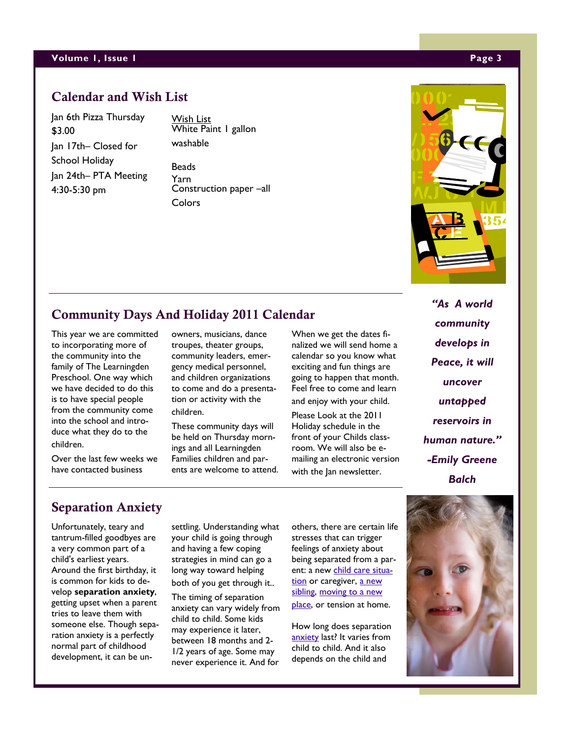## Calendar and Wish List

Jan 6th Pizza Thursday $3.00

Jan 17th– Closed for School Holiday

Jan 24th– PTA Meeting 4:30-5:30 pm

Wish List

White Paint 1 gallon washable

Beads

Yarn

Construction paper –all Colors

*"As A world community develops in Peace, it will uncover untapped reservoirs in human nature." -Emily Greene Balch*

## Community Days And Holiday 2011 Calendar

This year we are committed to incorporating more of the community into the family of The Learningden Preschool. One way which we have decided to do this is to have special people from the community come into the school and introduce what they do to the children.

Over the last few weeks we have contacted business owners, musicians, dance troupes, theater groups, community leaders, emergency medical personnel, and children organizations to come and do a presentation or activity with the children.

These community days will be held on Thursday mornings and all Learningden Families children and parents are welcome to attend.

When we get the dates finalized we will send home a calendar so you know what exciting and fun things are going to happen that month. Feel free to come and learn and enjoy with your child.

Please Look at the 2011 Holiday schedule in the front of your Childs classroom. We will also be e-mailing an electronic version with the Jan newsletter.

## Separation Anxiety

Unfortunately, teary and tantrum-filled goodbyes are a very common part of a child's earliest years. Around the first birthday, it is common for kids to develop **separation anxiety**, getting upset when a parent tries to leave them with someone else. Though separation anxiety is a perfectly normal part of childhood development, it can be unsettling. Understanding what your child is going through and having a few coping strategies in mind can go a long way toward helping both of you get through it..

The timing of separation anxiety can vary widely from child to child. Some kids may experience it later, between 18 months and 2-1/2 years of age. Some may never experience it. And for others, there are certain life stresses that can trigger feelings of anxiety about being separated from a parent: a new child care situation or caregiver, a new sibling, moving to a new place, or tension at home.

How long does separation anxiety last? It varies from child to child. And it also depends on the child and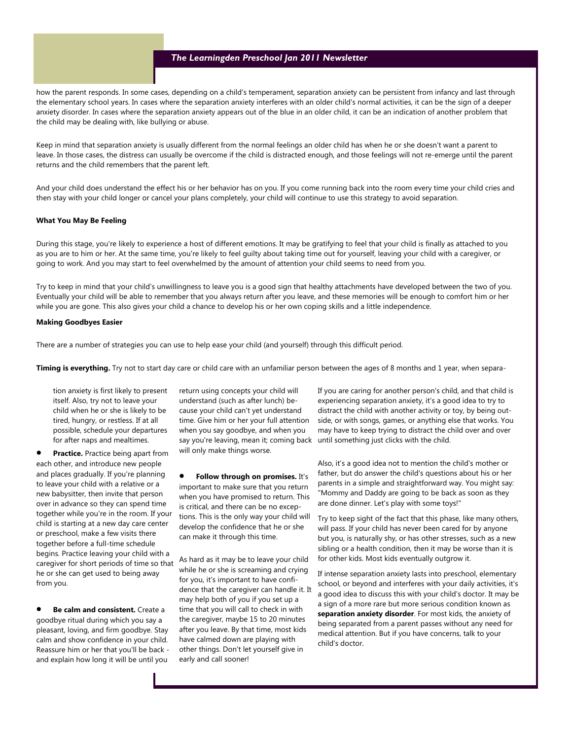how the parent responds. In some cases, depending on a child's temperament, separation anxiety can be persistent from infancy and last through the elementary school years. In cases where the separation anxiety interferes with an older child's normal activities, it can be the sign of a deeper anxiety disorder. In cases where the separation anxiety appears out of the blue in an older child, it can be an indication of another problem that the child may be dealing with, like bullying or abuse.

Keep in mind that separation anxiety is usually different from the normal feelings an older child has when he or she doesn't want a parent to leave. In those cases, the distress can usually be overcome if the child is distracted enough, and those feelings will not re-emerge until the parent returns and the child remembers that the parent left.

And your child does understand the effect his or her behavior has on you. If you come running back into the room every time your child cries and then stay with your child longer or cancel your plans completely, your child will continue to use this strategy to avoid separation.

**What You May Be Feeling**

During this stage, you're likely to experience a host of different emotions. It may be gratifying to feel that your child is finally as attached to you as you are to him or her. At the same time, you're likely to feel guilty about taking time out for yourself, leaving your child with a caregiver, or going to work. And you may start to feel overwhelmed by the amount of attention your child seems to need from you.

Try to keep in mind that your child's unwillingness to leave you is a good sign that healthy attachments have developed between the two of you. Eventually your child will be able to remember that you always return after you leave, and these memories will be enough to comfort him or her while you are gone. This also gives your child a chance to develop his or her own coping skills and a little independence.

**Making Goodbyes Easier**

There are a number of strategies you can use to help ease your child (and yourself) through this difficult period.

**Timing is everything.** Try not to start day care or child care with an unfamiliar person between the ages of 8 months and 1 year, when separation anxiety is first likely to present itself. Also, try not to leave your child when he or she is likely to be tired, hungry, or restless. If at all possible, schedule your departures for after naps and mealtimes.

- **Practice.** Practice being apart from each other, and introduce new people and places gradually. If you're planning to leave your child with a relative or a new babysitter, then invite that person over in advance so they can spend time together while you're in the room. If your child is starting at a new day care center or preschool, make a few visits there together before a full-time schedule begins. Practice leaving your child with a caregiver for short periods of time so that he or she can get used to being away from you.

- **Be calm and consistent.** Create a goodbye ritual during which you say a pleasant, loving, and firm goodbye. Stay calm and show confidence in your child. Reassure him or her that you'll be back - and explain how long it will be until you return using concepts your child will understand (such as after lunch) because your child can't yet understand time. Give him or her your full attention when you say goodbye, and when you say you're leaving, mean it; coming back will only make things worse.

- **Follow through on promises.** It's important to make sure that you return when you have promised to return. This is critical, and there can be no exceptions. This is the only way your child will develop the confidence that he or she can make it through this time.

As hard as it may be to leave your child while he or she is screaming and crying for you, it's important to have confidence that the caregiver can handle it. It may help both of you if you set up a time that you will call to check in with the caregiver, maybe 15 to 20 minutes after you leave. By that time, most kids have calmed down are playing with other things. Don't let yourself give in early and call sooner!

If you are caring for another person's child, and that child is experiencing separation anxiety, it's a good idea to try to distract the child with another activity or toy, by being outside, or with songs, games, or anything else that works. You may have to keep trying to distract the child over and over until something just clicks with the child.

Also, it's a good idea not to mention the child's mother or father, but do answer the child's questions about his or her parents in a simple and straightforward way. You might say: "Mommy and Daddy are going to be back as soon as they are done dinner. Let's play with some toys!"

Try to keep sight of the fact that this phase, like many others, will pass. If your child has never been cared for by anyone but you, is naturally shy, or has other stresses, such as a new sibling or a health condition, then it may be worse than it is for other kids. Most kids eventually outgrow it.

If intense separation anxiety lasts into preschool, elementary school, or beyond and interferes with your daily activities, it's a good idea to discuss this with your child's doctor. It may be a sign of a more rare but more serious condition known as **separation anxiety disorder**. For most kids, the anxiety of being separated from a parent passes without any need for medical attention. But if you have concerns, talk to your child's doctor.